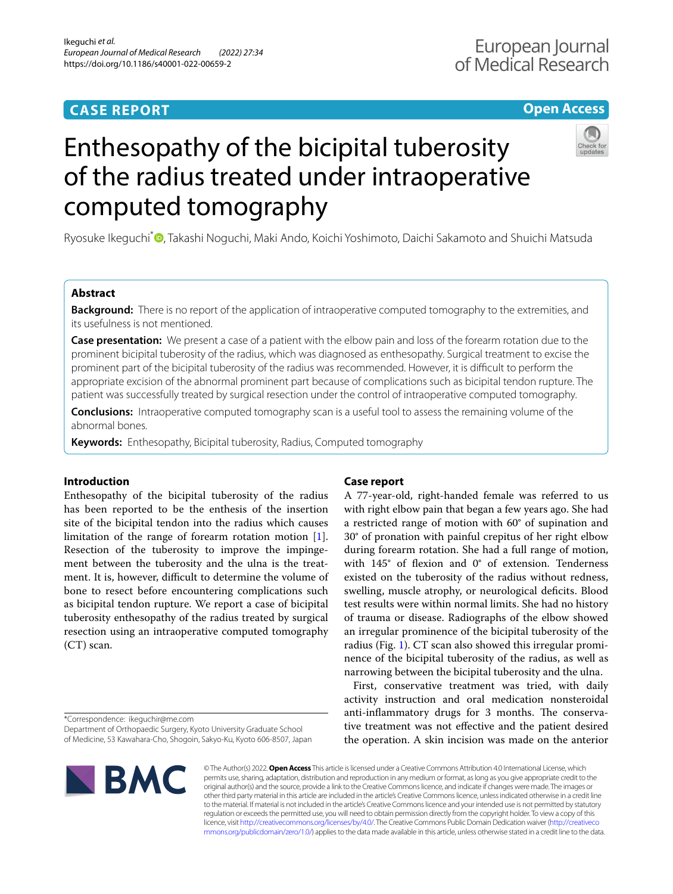CASE REPORT

Open Access

# Enthesopathy of the bicipital tuberosity of the radius treated under intraoperative computed tomography

Ryosuke Ikeguchi*, Takashi Noguchi, Maki Ando, Koichi Yoshimoto, Daichi Sakamoto and Shuichi Matsuda

## Abstract

**Background:** There is no report of the application of intraoperative computed tomography to the extremities, and its usefulness is not mentioned.

**Case presentation:** We present a case of a patient with the elbow pain and loss of the forearm rotation due to the prominent bicipital tuberosity of the radius, which was diagnosed as enthesopathy. Surgical treatment to excise the prominent part of the bicipital tuberosity of the radius was recommended. However, it is difficult to perform the appropriate excision of the abnormal prominent part because of complications such as bicipital tendon rupture. The patient was successfully treated by surgical resection under the control of intraoperative computed tomography.

**Conclusions:** Intraoperative computed tomography scan is a useful tool to assess the remaining volume of the abnormal bones.

**Keywords:** Enthesopathy, Bicipital tuberosity, Radius, Computed tomography

## Introduction

Enthesopathy of the bicipital tuberosity of the radius has been reported to be the enthesis of the insertion site of the bicipital tendon into the radius which causes limitation of the range of forearm rotation motion [1]. Resection of the tuberosity to improve the impingement between the tuberosity and the ulna is the treatment. It is, however, difficult to determine the volume of bone to resect before encountering complications such as bicipital tendon rupture. We report a case of bicipital tuberosity enthesopathy of the radius treated by surgical resection using an intraoperative computed tomography (CT) scan.

## Case report

A 77-year-old, right-handed female was referred to us with right elbow pain that began a few years ago. She had a restricted range of motion with 60° of supination and 30° of pronation with painful crepitus of her right elbow during forearm rotation. She had a full range of motion, with 145° of flexion and 0° of extension. Tenderness existed on the tuberosity of the radius without redness, swelling, muscle atrophy, or neurological deficits. Blood test results were within normal limits. She had no history of trauma or disease. Radiographs of the elbow showed an irregular prominence of the bicipital tuberosity of the radius (Fig. 1). CT scan also showed this irregular prominence of the bicipital tuberosity of the radius, as well as narrowing between the bicipital tuberosity and the ulna.

First, conservative treatment was tried, with daily activity instruction and oral medication nonsteroidal anti-inflammatory drugs for 3 months. The conservative treatment was not effective and the patient desired the operation. A skin incision was made on the anterior

*Correspondence: ikeguchir@me.com
Department of Orthopaedic Surgery, Kyoto University Graduate School of Medicine, 53 Kawahara-Cho, Shogoin, Sakyo-Ku, Kyoto 606-8507, Japan

© The Author(s) 2022. **Open Access** This article is licensed under a Creative Commons Attribution 4.0 International License, which permits use, sharing, adaptation, distribution and reproduction in any medium or format, as long as you give appropriate credit to the original author(s) and the source, provide a link to the Creative Commons licence, and indicate if changes were made. The images or other third party material in this article are included in the article's Creative Commons licence, unless indicated otherwise in a credit line to the material. If material is not included in the article's Creative Commons licence and your intended use is not permitted by statutory regulation or exceeds the permitted use, you will need to obtain permission directly from the copyright holder. To view a copy of this licence, visit http://creativecommons.org/licenses/by/4.0/. The Creative Commons Public Domain Dedication waiver (http://creativecommons.org/publicdomain/zero/1.0/) applies to the data made available in this article, unless otherwise stated in a credit line to the data.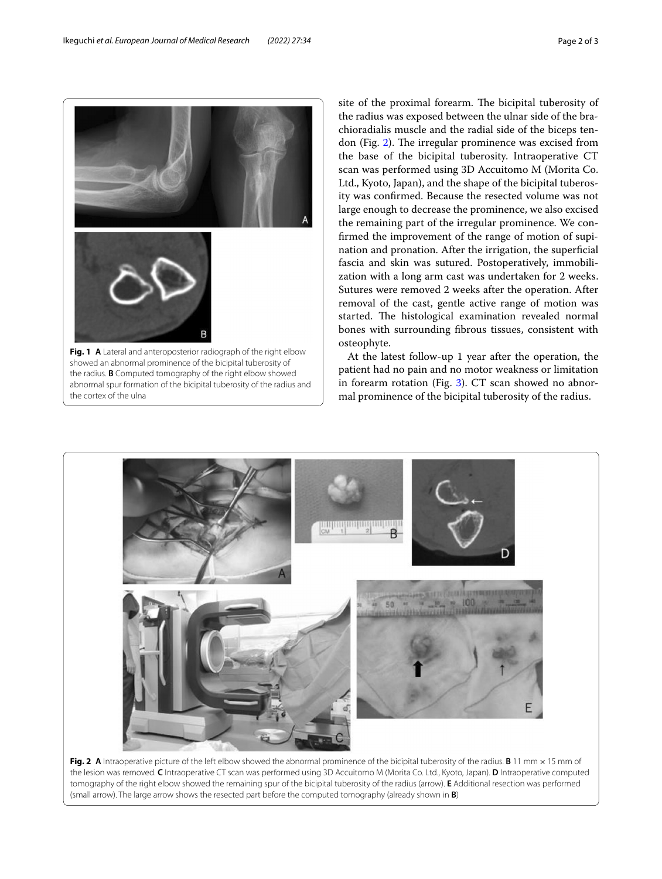**Fig. 1** **A** Lateral and anteroposterior radiograph of the right elbow showed an abnormal prominence of the bicipital tuberosity of the radius. **B** Computed tomography of the right elbow showed abnormal spur formation of the bicipital tuberosity of the radius and the cortex of the ulna

site of the proximal forearm. The bicipital tuberosity of the radius was exposed between the ulnar side of the brachioradialis muscle and the radial side of the biceps tendon (Fig. 2). The irregular prominence was excised from the base of the bicipital tuberosity. Intraoperative CT scan was performed using 3D Accuitomo M (Morita Co. Ltd., Kyoto, Japan), and the shape of the bicipital tuberosity was confirmed. Because the resected volume was not large enough to decrease the prominence, we also excised the remaining part of the irregular prominence. We confirmed the improvement of the range of motion of supination and pronation. After the irrigation, the superficial fascia and skin was sutured. Postoperatively, immobilization with a long arm cast was undertaken for 2 weeks. Sutures were removed 2 weeks after the operation. After removal of the cast, gentle active range of motion was started. The histological examination revealed normal bones with surrounding fibrous tissues, consistent with osteophyte.

At the latest follow-up 1 year after the operation, the patient had no pain and no motor weakness or limitation in forearm rotation (Fig. 3). CT scan showed no abnormal prominence of the bicipital tuberosity of the radius.

**Fig. 2** **A** Intraoperative picture of the left elbow showed the abnormal prominence of the bicipital tuberosity of the radius. **B** 11 mm × 15 mm of the lesion was removed. **C** Intraoperative CT scan was performed using 3D Accuitomo M (Morita Co. Ltd., Kyoto, Japan). **D** Intraoperative computed tomography of the right elbow showed the remaining spur of the bicipital tuberosity of the radius (arrow). **E** Additional resection was performed (small arrow). The large arrow shows the resected part before the computed tomography (already shown in **B**)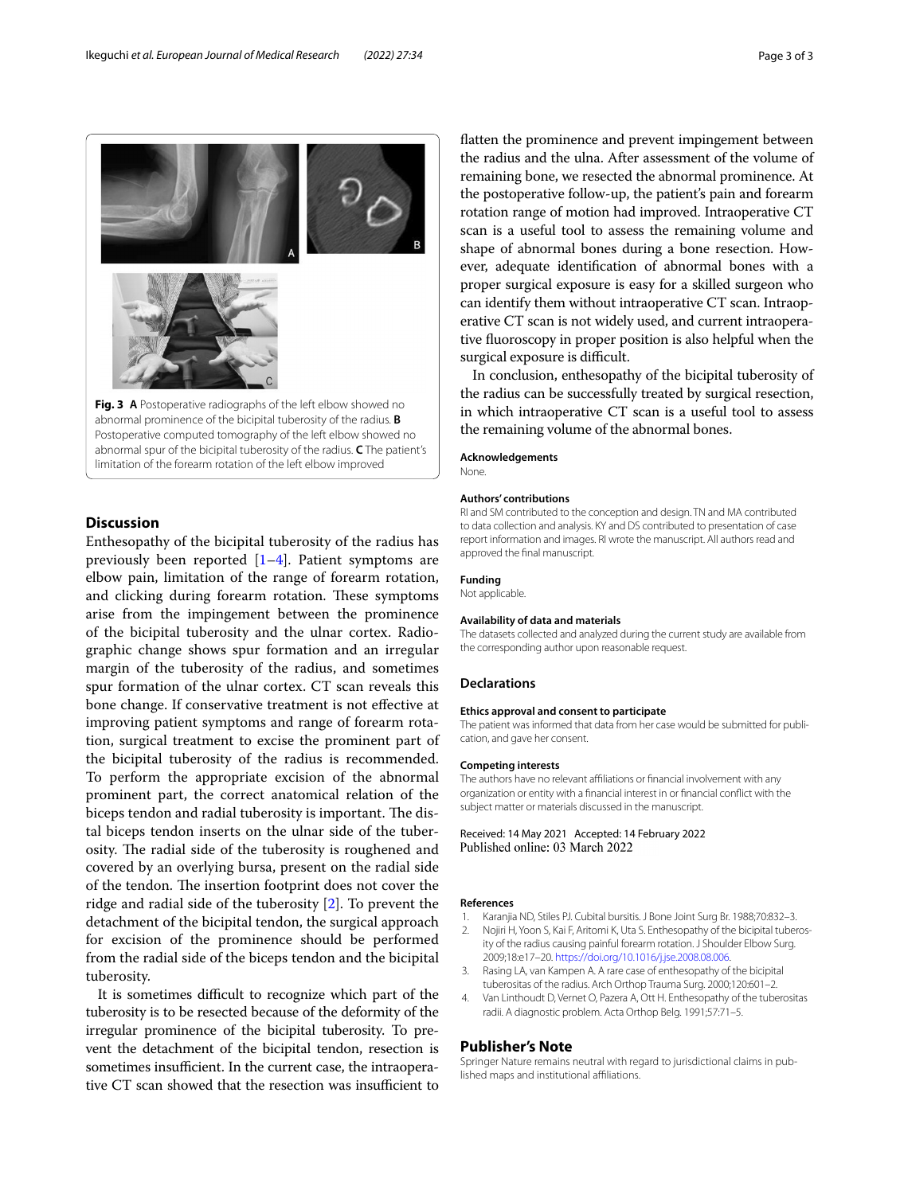**Fig. 3** **A** Postoperative radiographs of the left elbow showed no abnormal prominence of the bicipital tuberosity of the radius. **B** Postoperative computed tomography of the left elbow showed no abnormal spur of the bicipital tuberosity of the radius. **C** The patient's limitation of the forearm rotation of the left elbow improved

## Discussion

Enthesopathy of the bicipital tuberosity of the radius has previously been reported [1–4]. Patient symptoms are elbow pain, limitation of the range of forearm rotation, and clicking during forearm rotation. These symptoms arise from the impingement between the prominence of the bicipital tuberosity and the ulnar cortex. Radiographic change shows spur formation and an irregular margin of the tuberosity of the radius, and sometimes spur formation of the ulnar cortex. CT scan reveals this bone change. If conservative treatment is not effective at improving patient symptoms and range of forearm rotation, surgical treatment to excise the prominent part of the bicipital tuberosity of the radius is recommended. To perform the appropriate excision of the abnormal prominent part, the correct anatomical relation of the biceps tendon and radial tuberosity is important. The distal biceps tendon inserts on the ulnar side of the tuberosity. The radial side of the tuberosity is roughened and covered by an overlying bursa, present on the radial side of the tendon. The insertion footprint does not cover the ridge and radial side of the tuberosity [2]. To prevent the detachment of the bicipital tendon, the surgical approach for excision of the prominence should be performed from the radial side of the biceps tendon and the bicipital tuberosity.

It is sometimes difficult to recognize which part of the tuberosity is to be resected because of the deformity of the irregular prominence of the bicipital tuberosity. To prevent the detachment of the bicipital tendon, resection is sometimes insufficient. In the current case, the intraoperative CT scan showed that the resection was insufficient to flatten the prominence and prevent impingement between the radius and the ulna. After assessment of the volume of remaining bone, we resected the abnormal prominence. At the postoperative follow-up, the patient's pain and forearm rotation range of motion had improved. Intraoperative CT scan is a useful tool to assess the remaining volume and shape of abnormal bones during a bone resection. However, adequate identification of abnormal bones with a proper surgical exposure is easy for a skilled surgeon who can identify them without intraoperative CT scan. Intraoperative CT scan is not widely used, and current intraoperative fluoroscopy in proper position is also helpful when the surgical exposure is difficult.

In conclusion, enthesopathy of the bicipital tuberosity of the radius can be successfully treated by surgical resection, in which intraoperative CT scan is a useful tool to assess the remaining volume of the abnormal bones.

### Acknowledgements

None.

### Authors' contributions

RI and SM contributed to the conception and design. TN and MA contributed to data collection and analysis. KY and DS contributed to presentation of case report information and images. RI wrote the manuscript. All authors read and approved the final manuscript.

### Funding

Not applicable.

### Availability of data and materials

The datasets collected and analyzed during the current study are available from the corresponding author upon reasonable request.

## Declarations

### Ethics approval and consent to participate

The patient was informed that data from her case would be submitted for publication, and gave her consent.

### Competing interests

The authors have no relevant affiliations or financial involvement with any organization or entity with a financial interest in or financial conflict with the subject matter or materials discussed in the manuscript.

Received: 14 May 2021 Accepted: 14 February 2022
Published online: 03 March 2022

### References

1. Karanjia ND, Stiles PJ. Cubital bursitis. J Bone Joint Surg Br. 1988;70:832–3.
2. Nojiri H, Yoon S, Kai F, Aritomi K, Uta S. Enthesopathy of the bicipital tuberosity of the radius causing painful forearm rotation. J Shoulder Elbow Surg. 2009;18:e17–20. https://doi.org/10.1016/j.jse.2008.08.006.
3. Rasing LA, van Kampen A. A rare case of enthesopathy of the bicipital tuberositas of the radius. Arch Orthop Trauma Surg. 2000;120:601–2.
4. Van Linthoudt D, Vernet O, Pazera A, Ott H. Enthesopathy of the tuberositas radii. A diagnostic problem. Acta Orthop Belg. 1991;57:71–5.

## Publisher's Note

Springer Nature remains neutral with regard to jurisdictional claims in published maps and institutional affiliations.